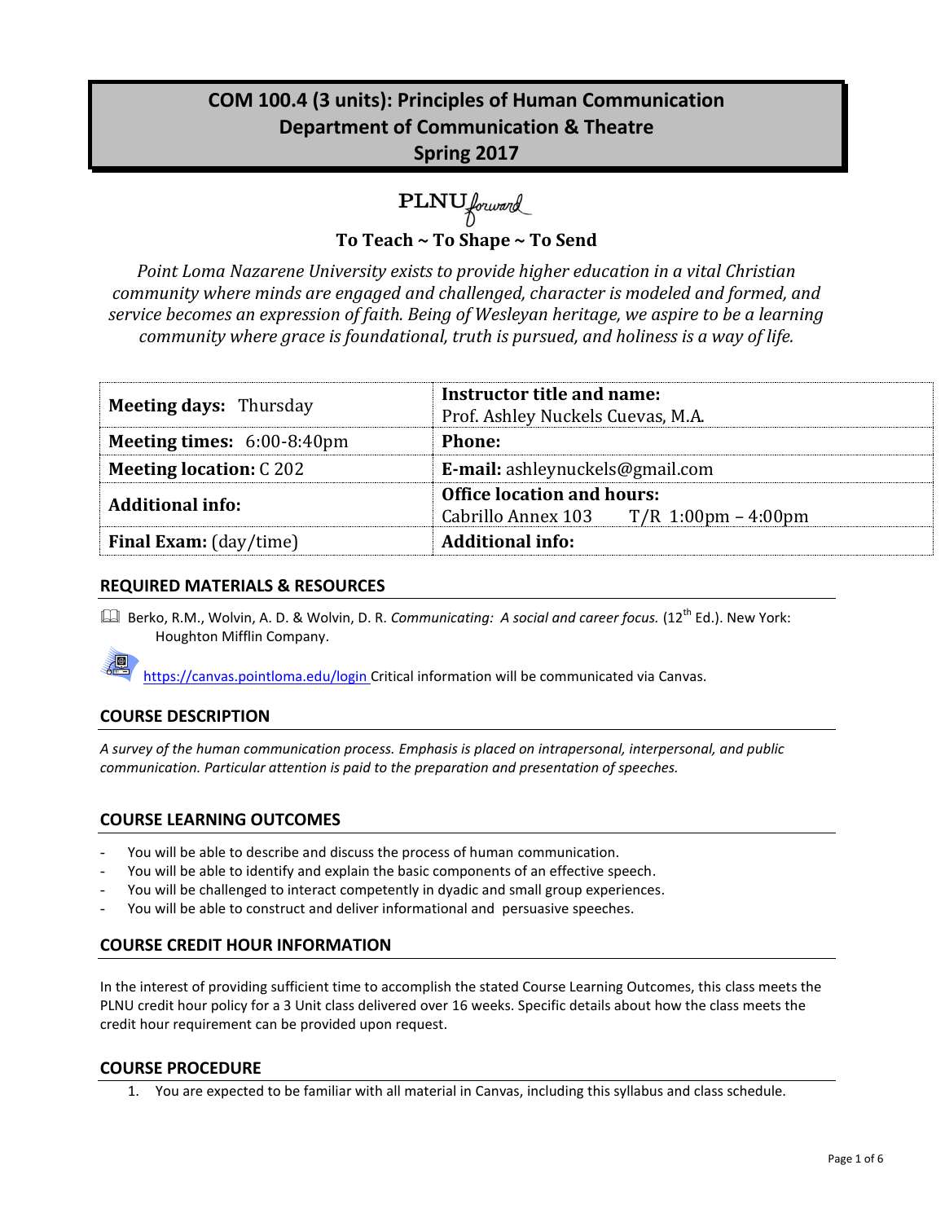# COM 100.4 (3 units): Principles of Human Communication
## Department of Communication & Theatre
## Spring 2017

PLNU forward

**To Teach ~ To Shape ~ To Send**

*Point Loma Nazarene University exists to provide higher education in a vital Christian community where minds are engaged and challenged, character is modeled and formed, and service becomes an expression of faith. Being of Wesleyan heritage, we aspire to be a learning community where grace is foundational, truth is pursued, and holiness is a way of life.*

| | |
|---|---|
| **Meeting days:** Thursday | **Instructor title and name:** Prof. Ashley Nuckels Cuevas, M.A. |
| **Meeting times:** 6:00-8:40pm | **Phone:** |
| **Meeting location:** C 202 | **E-mail:** ashleynuckels@gmail.com |
| **Additional info:** | **Office location and hours:** Cabrillo Annex 103 T/R 1:00pm – 4:00pm |
| **Final Exam:** (day/time) | **Additional info:** |

## REQUIRED MATERIALS & RESOURCES

Berko, R.M., Wolvin, A. D. & Wolvin, D. R. *Communicating: A social and career focus.* (12th Ed.). New York: Houghton Mifflin Company.

https://canvas.pointloma.edu/login Critical information will be communicated via Canvas.

## COURSE DESCRIPTION

*A survey of the human communication process. Emphasis is placed on intrapersonal, interpersonal, and public communication. Particular attention is paid to the preparation and presentation of speeches.*

## COURSE LEARNING OUTCOMES

- You will be able to describe and discuss the process of human communication.
- You will be able to identify and explain the basic components of an effective speech.
- You will be challenged to interact competently in dyadic and small group experiences.
- You will be able to construct and deliver informational and persuasive speeches.

## COURSE CREDIT HOUR INFORMATION

In the interest of providing sufficient time to accomplish the stated Course Learning Outcomes, this class meets the PLNU credit hour policy for a 3 Unit class delivered over 16 weeks. Specific details about how the class meets the credit hour requirement can be provided upon request.

## COURSE PROCEDURE

1. You are expected to be familiar with all material in Canvas, including this syllabus and class schedule.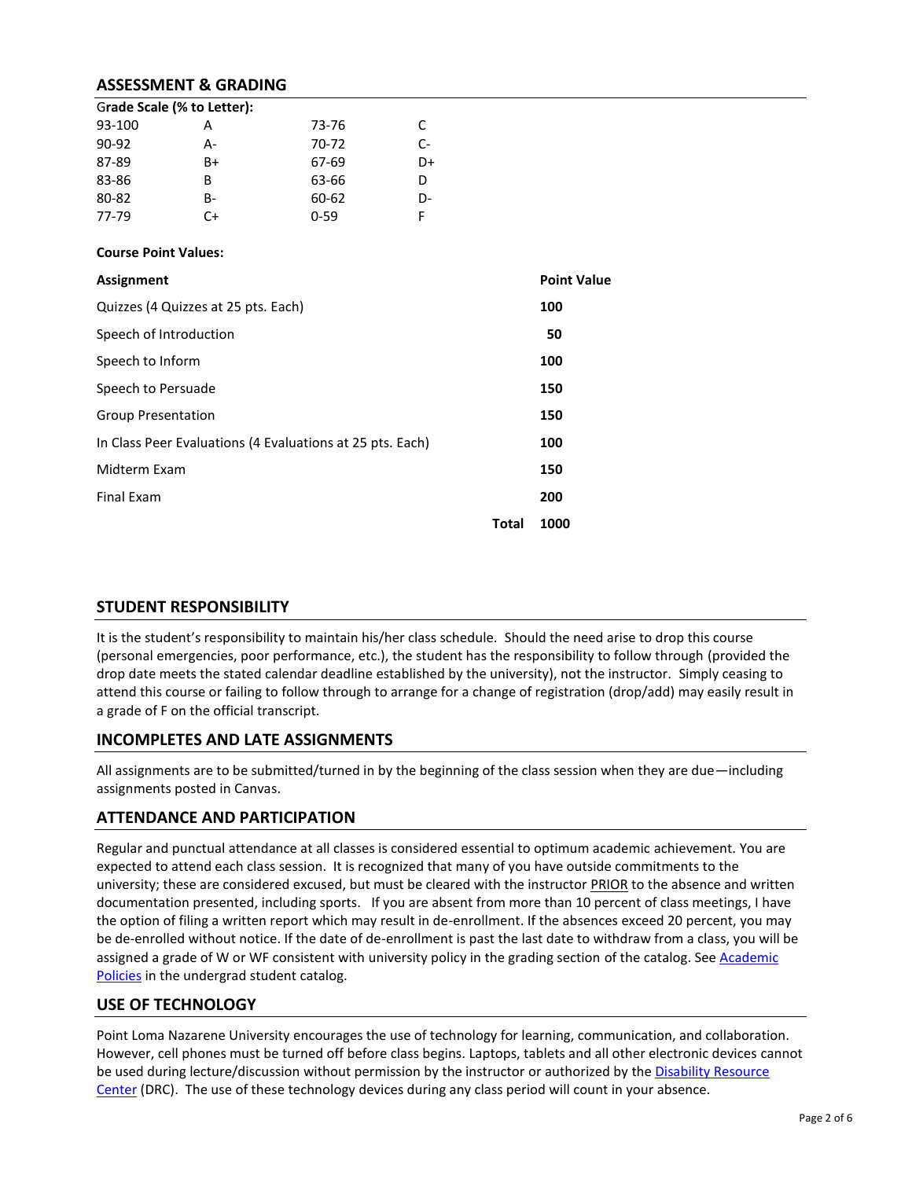## ASSESSMENT & GRADING

**Grade Scale (% to Letter):**

| | | | |
|---|---|---|---|
| 93-100 | A | 73-76 | C |
| 90-92 | A- | 70-72 | C- |
| 87-89 | B+ | 67-69 | D+ |
| 83-86 | B | 63-66 | D |
| 80-82 | B- | 60-62 | D- |
| 77-79 | C+ | 0-59 | F |

**Course Point Values:**

| Assignment | Point Value |
|---|---|
| Quizzes (4 Quizzes at 25 pts. Each) | **100** |
| Speech of Introduction | **50** |
| Speech to Inform | **100** |
| Speech to Persuade | **150** |
| Group Presentation | **150** |
| In Class Peer Evaluations (4 Evaluations at 25 pts. Each) | **100** |
| Midterm Exam | **150** |
| Final Exam | **200** |
| **Total** | **1000** |

## STUDENT RESPONSIBILITY

It is the student's responsibility to maintain his/her class schedule. Should the need arise to drop this course (personal emergencies, poor performance, etc.), the student has the responsibility to follow through (provided the drop date meets the stated calendar deadline established by the university), not the instructor. Simply ceasing to attend this course or failing to follow through to arrange for a change of registration (drop/add) may easily result in a grade of F on the official transcript.

## INCOMPLETES AND LATE ASSIGNMENTS

All assignments are to be submitted/turned in by the beginning of the class session when they are due—including assignments posted in Canvas.

## ATTENDANCE AND PARTICIPATION

Regular and punctual attendance at all classes is considered essential to optimum academic achievement. You are expected to attend each class session. It is recognized that many of you have outside commitments to the university; these are considered excused, but must be cleared with the instructor PRIOR to the absence and written documentation presented, including sports. If you are absent from more than 10 percent of class meetings, I have the option of filing a written report which may result in de-enrollment. If the absences exceed 20 percent, you may be de-enrolled without notice. If the date of de-enrollment is past the last date to withdraw from a class, you will be assigned a grade of W or WF consistent with university policy in the grading section of the catalog. See Academic Policies in the undergrad student catalog.

## USE OF TECHNOLOGY

Point Loma Nazarene University encourages the use of technology for learning, communication, and collaboration. However, cell phones must be turned off before class begins. Laptops, tablets and all other electronic devices cannot be used during lecture/discussion without permission by the instructor or authorized by the Disability Resource Center (DRC). The use of these technology devices during any class period will count in your absence.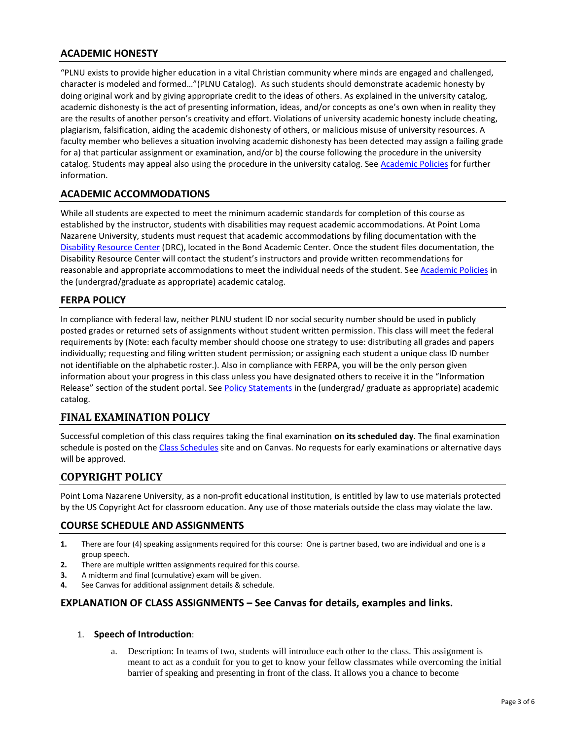## ACADEMIC HONESTY

"PLNU exists to provide higher education in a vital Christian community where minds are engaged and challenged, character is modeled and formed…"(PLNU Catalog). As such students should demonstrate academic honesty by doing original work and by giving appropriate credit to the ideas of others. As explained in the university catalog, academic dishonesty is the act of presenting information, ideas, and/or concepts as one's own when in reality they are the results of another person's creativity and effort. Violations of university academic honesty include cheating, plagiarism, falsification, aiding the academic dishonesty of others, or malicious misuse of university resources. A faculty member who believes a situation involving academic dishonesty has been detected may assign a failing grade for a) that particular assignment or examination, and/or b) the course following the procedure in the university catalog. Students may appeal also using the procedure in the university catalog. See Academic Policies for further information.

## ACADEMIC ACCOMMODATIONS

While all students are expected to meet the minimum academic standards for completion of this course as established by the instructor, students with disabilities may request academic accommodations. At Point Loma Nazarene University, students must request that academic accommodations by filing documentation with the Disability Resource Center (DRC), located in the Bond Academic Center. Once the student files documentation, the Disability Resource Center will contact the student's instructors and provide written recommendations for reasonable and appropriate accommodations to meet the individual needs of the student. See Academic Policies in the (undergrad/graduate as appropriate) academic catalog.

## FERPA POLICY

In compliance with federal law, neither PLNU student ID nor social security number should be used in publicly posted grades or returned sets of assignments without student written permission. This class will meet the federal requirements by (Note: each faculty member should choose one strategy to use: distributing all grades and papers individually; requesting and filing written student permission; or assigning each student a unique class ID number not identifiable on the alphabetic roster.). Also in compliance with FERPA, you will be the only person given information about your progress in this class unless you have designated others to receive it in the "Information Release" section of the student portal. See Policy Statements in the (undergrad/ graduate as appropriate) academic catalog.

## FINAL EXAMINATION POLICY

Successful completion of this class requires taking the final examination **on its scheduled day**. The final examination schedule is posted on the Class Schedules site and on Canvas. No requests for early examinations or alternative days will be approved.

## COPYRIGHT POLICY

Point Loma Nazarene University, as a non-profit educational institution, is entitled by law to use materials protected by the US Copyright Act for classroom education. Any use of those materials outside the class may violate the law.

## COURSE SCHEDULE AND ASSIGNMENTS

1. There are four (4) speaking assignments required for this course: One is partner based, two are individual and one is a group speech.
2. There are multiple written assignments required for this course.
3. A midterm and final (cumulative) exam will be given.
4. See Canvas for additional assignment details & schedule.

## EXPLANATION OF CLASS ASSIGNMENTS – See Canvas for details, examples and links.

1. **Speech of Introduction**:
   a. Description: In teams of two, students will introduce each other to the class. This assignment is meant to act as a conduit for you to get to know your fellow classmates while overcoming the initial barrier of speaking and presenting in front of the class. It allows you a chance to become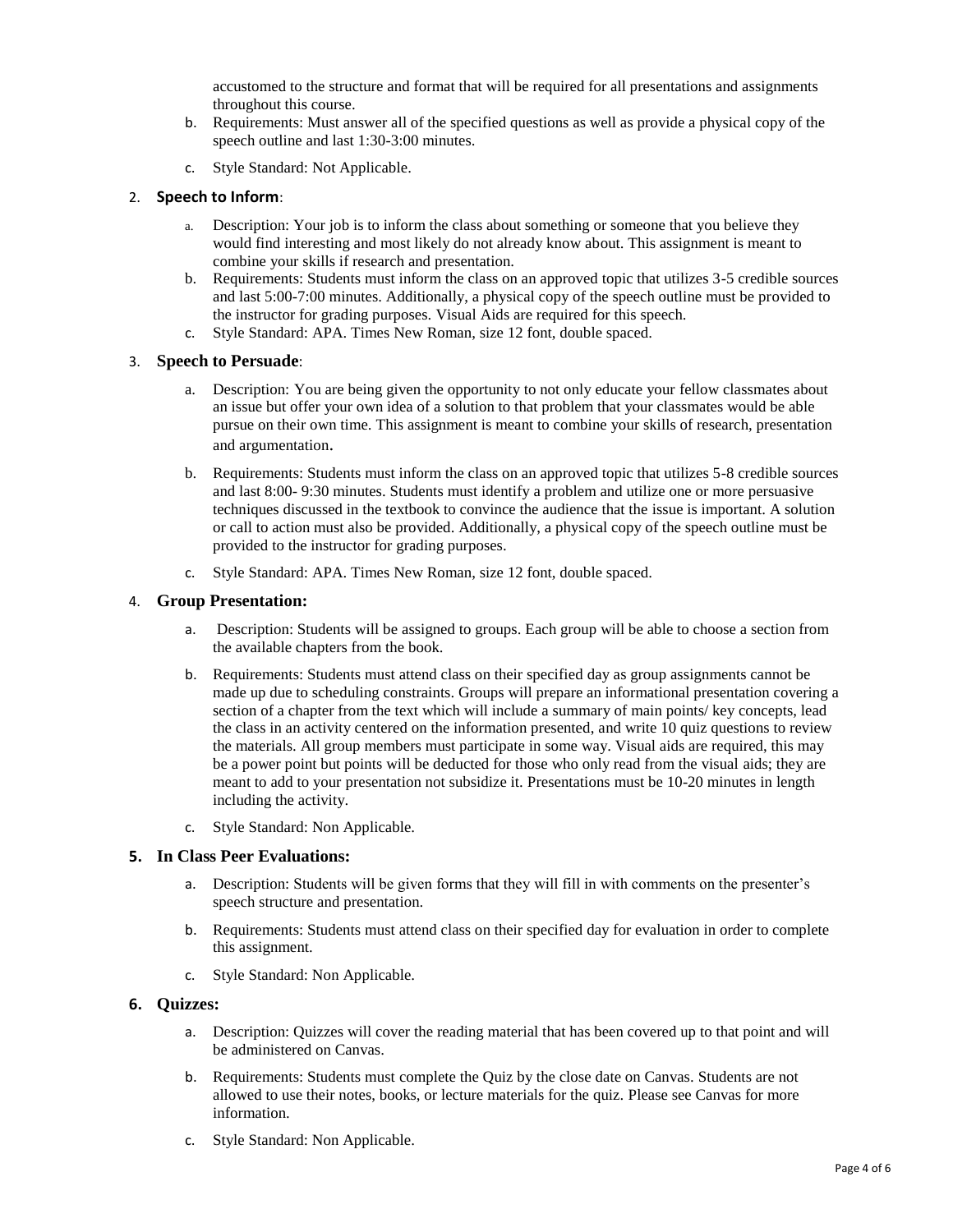accustomed to the structure and format that will be required for all presentations and assignments throughout this course.

   b. Requirements: Must answer all of the specified questions as well as provide a physical copy of the speech outline and last 1:30-3:00 minutes.

   c. Style Standard: Not Applicable.

2. **Speech to Inform**:

   a. Description: Your job is to inform the class about something or someone that you believe they would find interesting and most likely do not already know about. This assignment is meant to combine your skills if research and presentation.

   b. Requirements: Students must inform the class on an approved topic that utilizes 3-5 credible sources and last 5:00-7:00 minutes. Additionally, a physical copy of the speech outline must be provided to the instructor for grading purposes. Visual Aids are required for this speech.

   c. Style Standard: APA. Times New Roman, size 12 font, double spaced.

3. **Speech to Persuade**:

   a. Description: You are being given the opportunity to not only educate your fellow classmates about an issue but offer your own idea of a solution to that problem that your classmates would be able pursue on their own time. This assignment is meant to combine your skills of research, presentation and argumentation.

   b. Requirements: Students must inform the class on an approved topic that utilizes 5-8 credible sources and last 8:00- 9:30 minutes. Students must identify a problem and utilize one or more persuasive techniques discussed in the textbook to convince the audience that the issue is important. A solution or call to action must also be provided. Additionally, a physical copy of the speech outline must be provided to the instructor for grading purposes.

   c. Style Standard: APA. Times New Roman, size 12 font, double spaced.

4. **Group Presentation:**

   a. Description: Students will be assigned to groups. Each group will be able to choose a section from the available chapters from the book.

   b. Requirements: Students must attend class on their specified day as group assignments cannot be made up due to scheduling constraints. Groups will prepare an informational presentation covering a section of a chapter from the text which will include a summary of main points/ key concepts, lead the class in an activity centered on the information presented, and write 10 quiz questions to review the materials. All group members must participate in some way. Visual aids are required, this may be a power point but points will be deducted for those who only read from the visual aids; they are meant to add to your presentation not subsidize it. Presentations must be 10-20 minutes in length including the activity.

   c. Style Standard: Non Applicable.

5. **In Class Peer Evaluations:**

   a. Description: Students will be given forms that they will fill in with comments on the presenter's speech structure and presentation.

   b. Requirements: Students must attend class on their specified day for evaluation in order to complete this assignment.

   c. Style Standard: Non Applicable.

6. **Quizzes:**

   a. Description: Quizzes will cover the reading material that has been covered up to that point and will be administered on Canvas.

   b. Requirements: Students must complete the Quiz by the close date on Canvas. Students are not allowed to use their notes, books, or lecture materials for the quiz. Please see Canvas for more information.

   c. Style Standard: Non Applicable.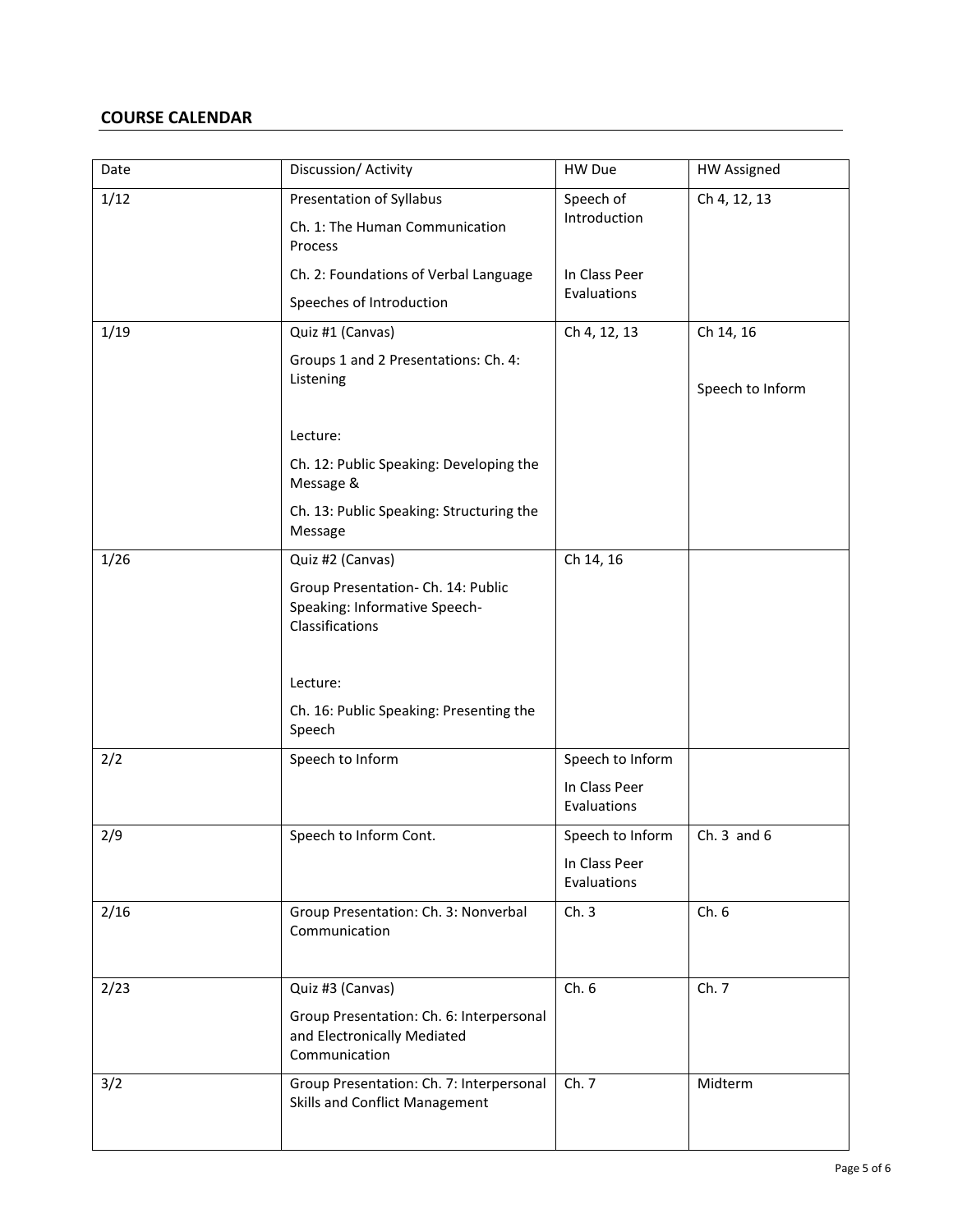## COURSE CALENDAR

| Date | Discussion/ Activity | HW Due | HW Assigned |
|---|---|---|---|
| 1/12 | Presentation of Syllabus<br>Ch. 1: The Human Communication Process<br>Ch. 2: Foundations of Verbal Language<br>Speeches of Introduction | Speech of Introduction<br><br>In Class Peer Evaluations | Ch 4, 12, 13 |
| 1/19 | Quiz #1 (Canvas)<br>Groups 1 and 2 Presentations: Ch. 4: Listening<br><br>Lecture:<br>Ch. 12: Public Speaking: Developing the Message &<br>Ch. 13: Public Speaking: Structuring the Message | Ch 4, 12, 13 | Ch 14, 16<br><br>Speech to Inform |
| 1/26 | Quiz #2 (Canvas)<br>Group Presentation- Ch. 14: Public Speaking: Informative Speech- Classifications<br><br>Lecture:<br>Ch. 16: Public Speaking: Presenting the Speech | Ch 14, 16 | |
| 2/2 | Speech to Inform | Speech to Inform<br>In Class Peer Evaluations | |
| 2/9 | Speech to Inform Cont. | Speech to Inform<br>In Class Peer Evaluations | Ch. 3 and 6 |
| 2/16 | Group Presentation: Ch. 3: Nonverbal Communication | Ch. 3 | Ch. 6 |
| 2/23 | Quiz #3 (Canvas)<br>Group Presentation: Ch. 6: Interpersonal and Electronically Mediated Communication | Ch. 6 | Ch. 7 |
| 3/2 | Group Presentation: Ch. 7: Interpersonal Skills and Conflict Management | Ch. 7 | Midterm |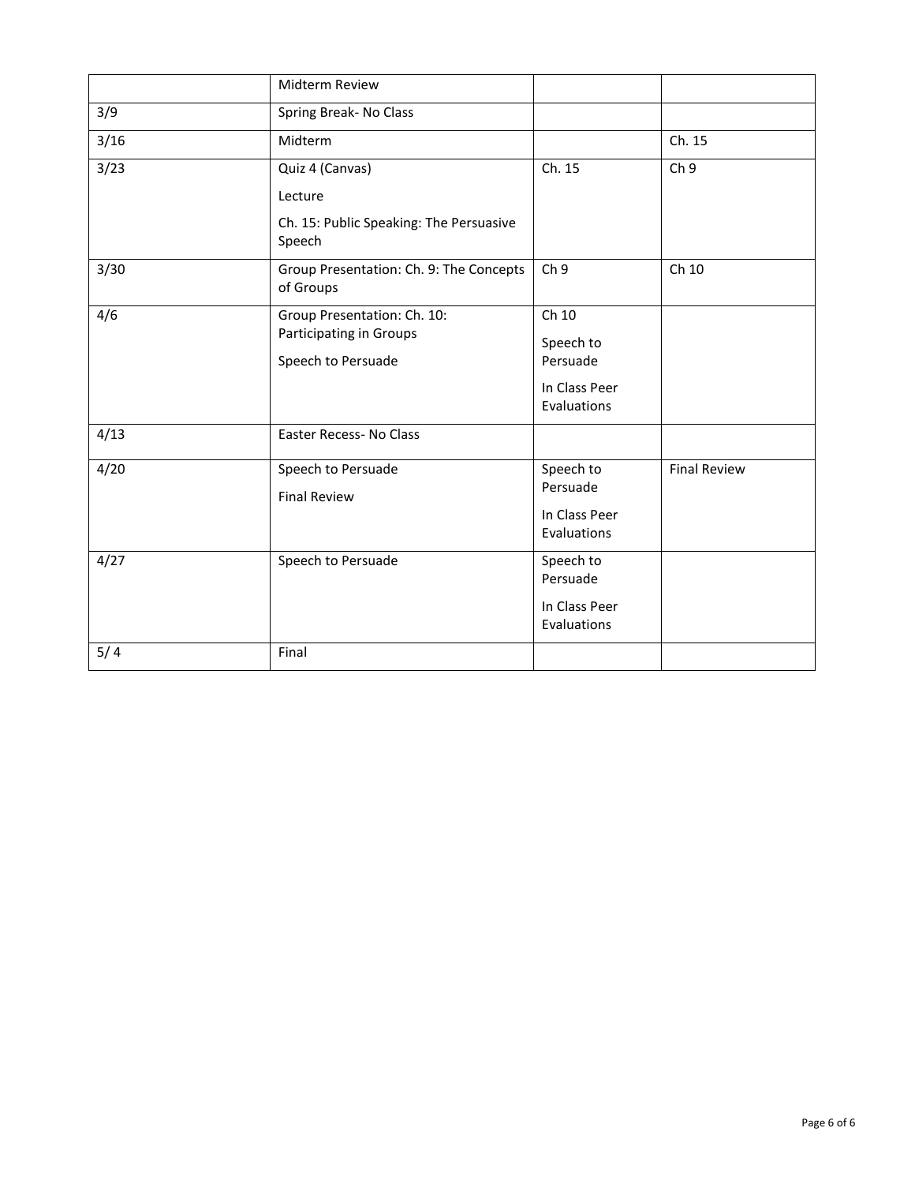| | | | |
|---|---|---|---|
| | Midterm Review | | |
| 3/9 | Spring Break- No Class | | |
| 3/16 | Midterm | | Ch. 15 |
| 3/23 | Quiz 4 (Canvas)<br><br>Lecture<br><br>Ch. 15: Public Speaking: The Persuasive Speech | Ch. 15 | Ch 9 |
| 3/30 | Group Presentation: Ch. 9: The Concepts of Groups | Ch 9 | Ch 10 |
| 4/6 | Group Presentation: Ch. 10: Participating in Groups<br><br>Speech to Persuade | Ch 10<br><br>Speech to Persuade<br><br>In Class Peer Evaluations | |
| 4/13 | Easter Recess- No Class | | |
| 4/20 | Speech to Persuade<br><br>Final Review | Speech to Persuade<br><br>In Class Peer Evaluations | Final Review |
| 4/27 | Speech to Persuade | Speech to Persuade<br><br>In Class Peer Evaluations | |
| 5/ 4 | Final | | |